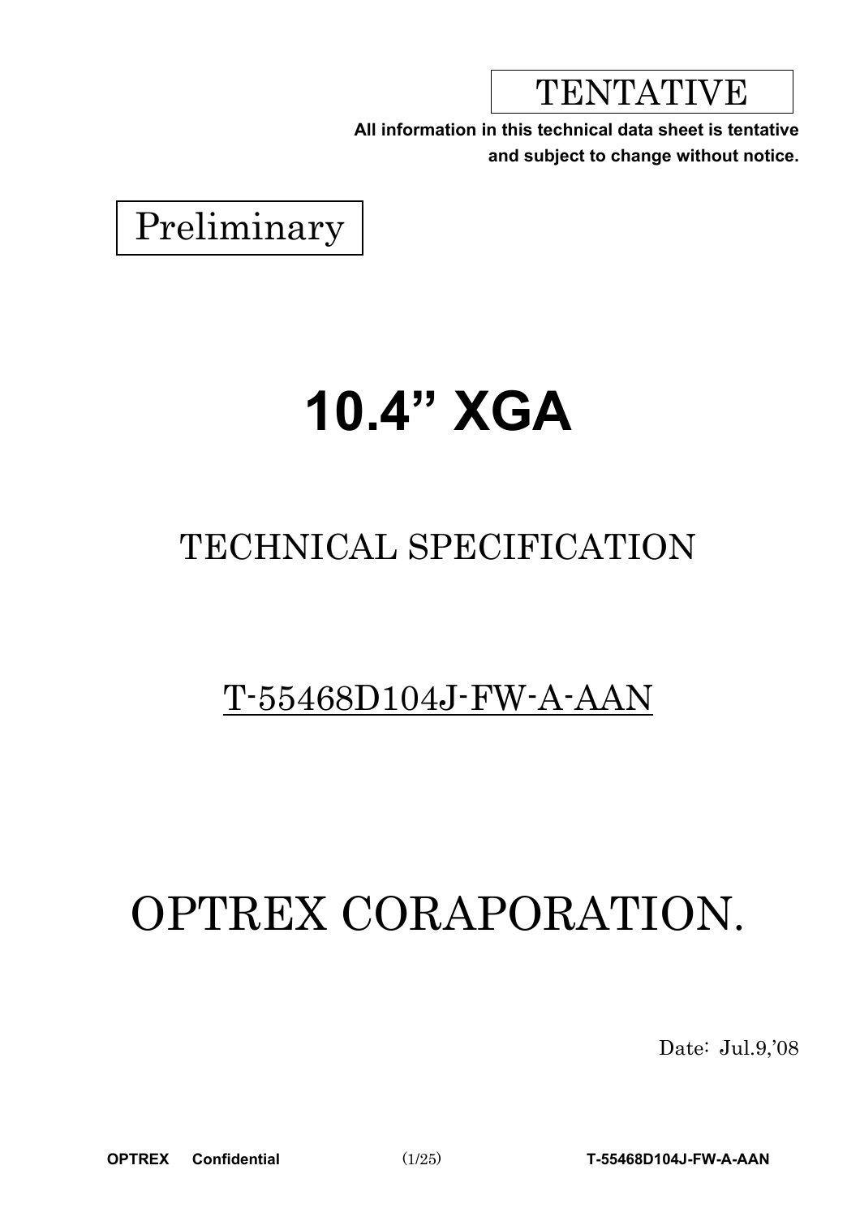TENTATIVE

**All information in this technical data sheet is tentative and subject to change without notice.**

Preliminary

# 10.4" XGA

## TECHNICAL SPECIFICATION

T-55468D104J-FW-A-AAN

# OPTREX CORAPORATION.

Date: Jul.9,'08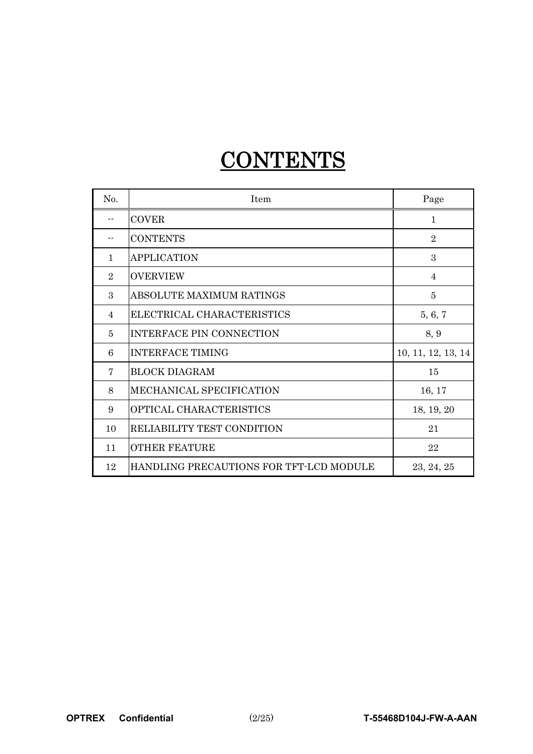# CONTENTS

| No. | Item | Page |
| --- | --- | --- |
| -- | COVER | 1 |
| -- | CONTENTS | 2 |
| 1 | APPLICATION | 3 |
| 2 | OVERVIEW | 4 |
| 3 | ABSOLUTE MAXIMUM RATINGS | 5 |
| 4 | ELECTRICAL CHARACTERISTICS | 5, 6, 7 |
| 5 | INTERFACE PIN CONNECTION | 8, 9 |
| 6 | INTERFACE TIMING | 10, 11, 12, 13, 14 |
| 7 | BLOCK DIAGRAM | 15 |
| 8 | MECHANICAL SPECIFICATION | 16, 17 |
| 9 | OPTICAL CHARACTERISTICS | 18, 19, 20 |
| 10 | RELIABILITY TEST CONDITION | 21 |
| 11 | OTHER FEATURE | 22 |
| 12 | HANDLING PRECAUTIONS FOR TFT-LCD MODULE | 23, 24, 25 |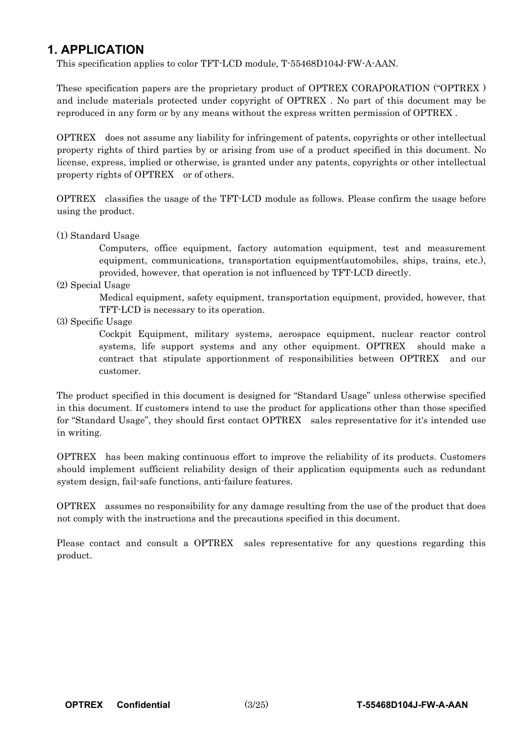# 1. APPLICATION

This specification applies to color TFT-LCD module, T-55468D104J-FW-A-AAN.

These specification papers are the proprietary product of OPTREX CORAPORATION ("OPTREX ) and include materials protected under copyright of OPTREX . No part of this document may be reproduced in any form or by any means without the express written permission of OPTREX .

OPTREX does not assume any liability for infringement of patents, copyrights or other intellectual property rights of third parties by or arising from use of a product specified in this document. No license, express, implied or otherwise, is granted under any patents, copyrights or other intellectual property rights of OPTREX or of others.

OPTREX classifies the usage of the TFT-LCD module as follows. Please confirm the usage before using the product.

(1) Standard Usage

Computers, office equipment, factory automation equipment, test and measurement equipment, communications, transportation equipment(automobiles, ships, trains, etc.), provided, however, that operation is not influenced by TFT-LCD directly.

(2) Special Usage

Medical equipment, safety equipment, transportation equipment, provided, however, that TFT-LCD is necessary to its operation.

(3) Specific Usage

Cockpit Equipment, military systems, aerospace equipment, nuclear reactor control systems, life support systems and any other equipment. OPTREX should make a contract that stipulate apportionment of responsibilities between OPTREX and our customer.

The product specified in this document is designed for "Standard Usage" unless otherwise specified in this document. If customers intend to use the product for applications other than those specified for "Standard Usage", they should first contact OPTREX sales representative for it's intended use in writing.

OPTREX has been making continuous effort to improve the reliability of its products. Customers should implement sufficient reliability design of their application equipments such as redundant system design, fail-safe functions, anti-failure features.

OPTREX assumes no responsibility for any damage resulting from the use of the product that does not comply with the instructions and the precautions specified in this document.

Please contact and consult a OPTREX sales representative for any questions regarding this product.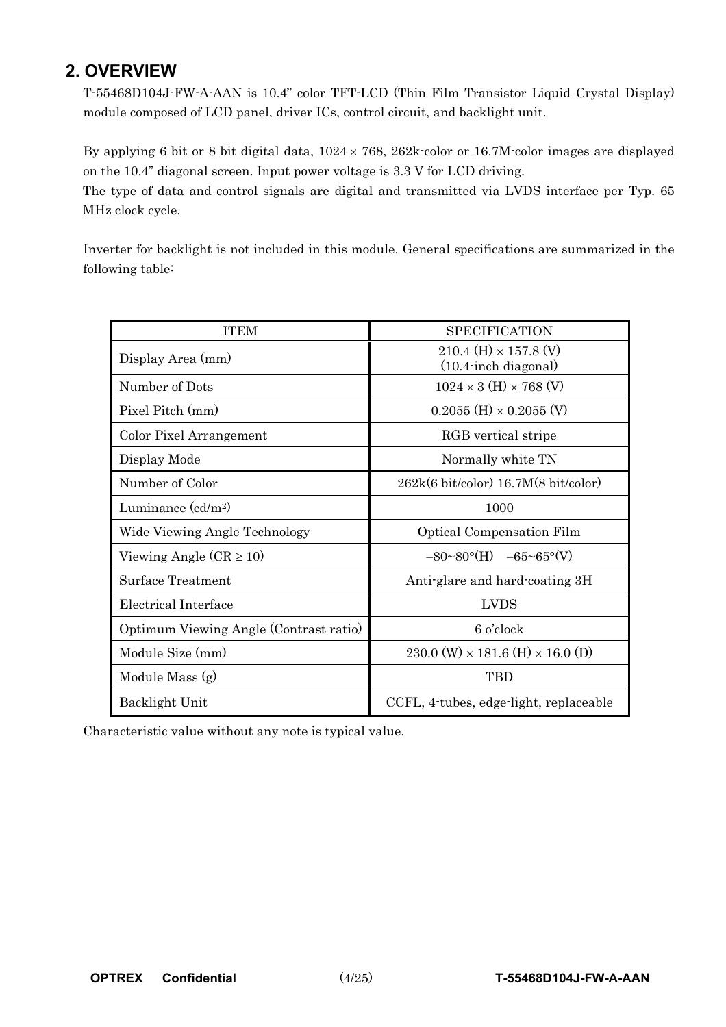## 2. OVERVIEW

T-55468D104J-FW-A-AAN is 10.4" color TFT-LCD (Thin Film Transistor Liquid Crystal Display) module composed of LCD panel, driver ICs, control circuit, and backlight unit.

By applying 6 bit or 8 bit digital data, 1024 × 768, 262k-color or 16.7M-color images are displayed on the 10.4" diagonal screen. Input power voltage is 3.3 V for LCD driving.

The type of data and control signals are digital and transmitted via LVDS interface per Typ. 65 MHz clock cycle.

Inverter for backlight is not included in this module. General specifications are summarized in the following table:

| ITEM | SPECIFICATION |
|---|---|
| Display Area (mm) | 210.4 (H) × 157.8 (V)<br>(10.4-inch diagonal) |
| Number of Dots | 1024 × 3 (H) × 768 (V) |
| Pixel Pitch (mm) | 0.2055 (H) × 0.2055 (V) |
| Color Pixel Arrangement | RGB vertical stripe |
| Display Mode | Normally white TN |
| Number of Color | 262k(6 bit/color) 16.7M(8 bit/color) |
| Luminance (cd/m$^2$) | 1000 |
| Wide Viewing Angle Technology | Optical Compensation Film |
| Viewing Angle (CR ≥ 10) | −80~80°(H)  −65~65°(V) |
| Surface Treatment | Anti-glare and hard-coating 3H |
| Electrical Interface | LVDS |
| Optimum Viewing Angle (Contrast ratio) | 6 o'clock |
| Module Size (mm) | 230.0 (W) × 181.6 (H) × 16.0 (D) |
| Module Mass (g) | TBD |
| Backlight Unit | CCFL, 4-tubes, edge-light, replaceable |

Characteristic value without any note is typical value.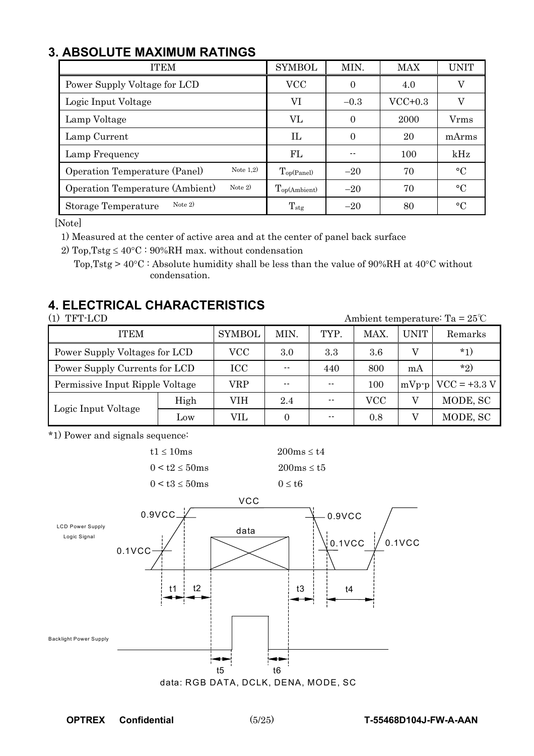## 3. ABSOLUTE MAXIMUM RATINGS

| ITEM | SYMBOL | MIN. | MAX | UNIT |
|---|---|---|---|---|
| Power Supply Voltage for LCD | VCC | 0 | 4.0 | V |
| Logic Input Voltage | VI | −0.3 | VCC+0.3 | V |
| Lamp Voltage | VL | 0 | 2000 | Vrms |
| Lamp Current | IL | 0 | 20 | mArms |
| Lamp Frequency | FL | -- | 100 | kHz |
| Operation Temperature (Panel) Note 1,2) | $T_{op(Panel)}$ | −20 | 70 | °C |
| Operation Temperature (Ambient) Note 2) | $T_{op(Ambient)}$ | −20 | 70 | °C |
| Storage Temperature Note 2) | $T_{stg}$ | −20 | 80 | °C |

[Note]

1) Measured at the center of active area and at the center of panel back surface

2) Top,Tstg ≤ 40°C : 90%RH max. without condensation

Top,Tstg > 40°C : Absolute humidity shall be less than the value of 90%RH at 40°C without condensation.

## 4. ELECTRICAL CHARACTERISTICS

(1) TFT-LCD Ambient temperature: Ta = 25℃

| ITEM | | SYMBOL | MIN. | TYP. | MAX. | UNIT | Remarks |
|---|---|---|---|---|---|---|---|
| Power Supply Voltages for LCD | | VCC | 3.0 | 3.3 | 3.6 | V | *1) |
| Power Supply Currents for LCD | | ICC | -- | 440 | 800 | mA | *2) |
| Permissive Input Ripple Voltage | | VRP | -- | -- | 100 | mVp-p | VCC = +3.3 V |
| Logic Input Voltage | High | VIH | 2.4 | -- | VCC | V | MODE, SC |
| | Low | VIL | 0 | -- | 0.8 | V | MODE, SC |

*1) Power and signals sequence:

t1 ≤ 10ms 200ms ≤ t4

0 < t2 ≤ 50ms 200ms ≤ t5

0 < t3 ≤ 50ms 0 ≤ t6

LCD Power Supply Logic Signal: VCC, 0.9VCC, 0.1VCC, data, t1, t2, t3, t4

Backlight Power Supply: t5, t6

data: RGB DATA, DCLK, DENA, MODE, SC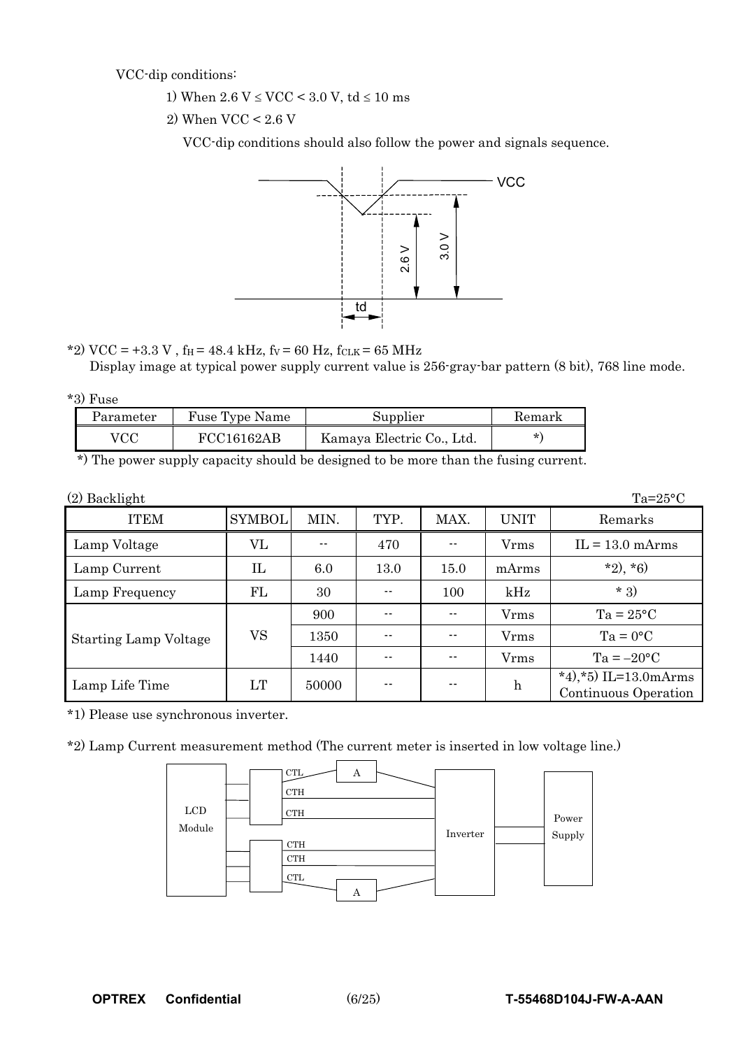VCC-dip conditions:

1) When 2.6 V ≤ VCC < 3.0 V, td ≤ 10 ms

2) When VCC < 2.6 V

VCC-dip conditions should also follow the power and signals sequence.

*2) VCC = +3.3 V , $f_H$ = 48.4 kHz, $f_V$ = 60 Hz, $f_{CLK}$ = 65 MHz
Display image at typical power supply current value is 256-gray-bar pattern (8 bit), 768 line mode.

*3) Fuse

| Parameter | Fuse Type Name | Supplier | Remark |
|---|---|---|---|
| VCC | FCC16162AB | Kamaya Electric Co., Ltd. | *) |

*) The power supply capacity should be designed to be more than the fusing current.

(2) Backlight Ta=25°C

| ITEM | SYMBOL | MIN. | TYP. | MAX. | UNIT | Remarks |
|---|---|---|---|---|---|---|
| Lamp Voltage | VL | -- | 470 | -- | Vrms | IL = 13.0 mArms |
| Lamp Current | IL | 6.0 | 13.0 | 15.0 | mArms | *2), *6) |
| Lamp Frequency | FL | 30 | -- | 100 | kHz | * 3) |
| Starting Lamp Voltage | VS | 900 | -- | -- | Vrms | Ta = 25°C |
| | | 1350 | -- | -- | Vrms | Ta = 0°C |
| | | 1440 | -- | -- | Vrms | Ta = –20°C |
| Lamp Life Time | LT | 50000 | -- | -- | h | *4),*5) IL=13.0mArms Continuous Operation |

*1) Please use synchronous inverter.

*2) Lamp Current measurement method (The current meter is inserted in low voltage line.)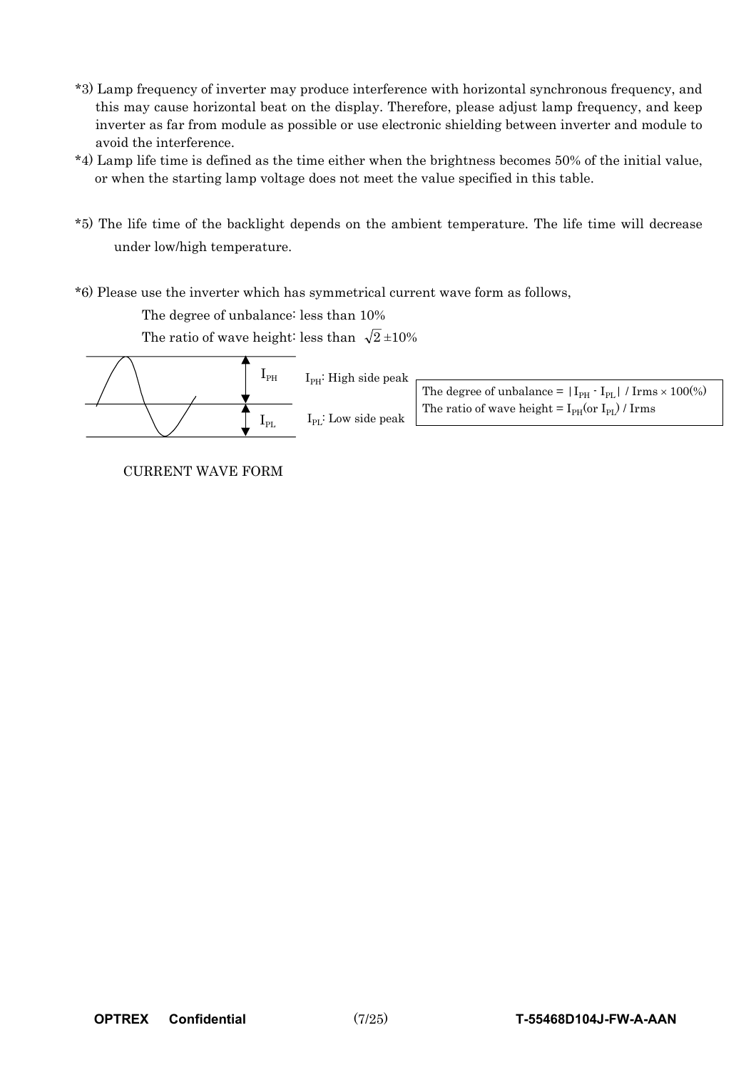*3) Lamp frequency of inverter may produce interference with horizontal synchronous frequency, and this may cause horizontal beat on the display. Therefore, please adjust lamp frequency, and keep inverter as far from module as possible or use electronic shielding between inverter and module to avoid the interference.

*4) Lamp life time is defined as the time either when the brightness becomes 50% of the initial value, or when the starting lamp voltage does not meet the value specified in this table.

*5) The life time of the backlight depends on the ambient temperature. The life time will decrease under low/high temperature.

*6) Please use the inverter which has symmetrical current wave form as follows,

The degree of unbalance: less than 10%

The ratio of wave height: less than $\sqrt{2}$ ±10%

$I_{PH}$

$I_{PL}$

$I_{PH}$: High side peak

$I_{PL}$: Low side peak

The degree of unbalance = $|I_{PH} - I_{PL}|$ / Irms × 100(%)
The ratio of wave height = $I_{PH}$(or $I_{PL}$) / Irms

CURRENT WAVE FORM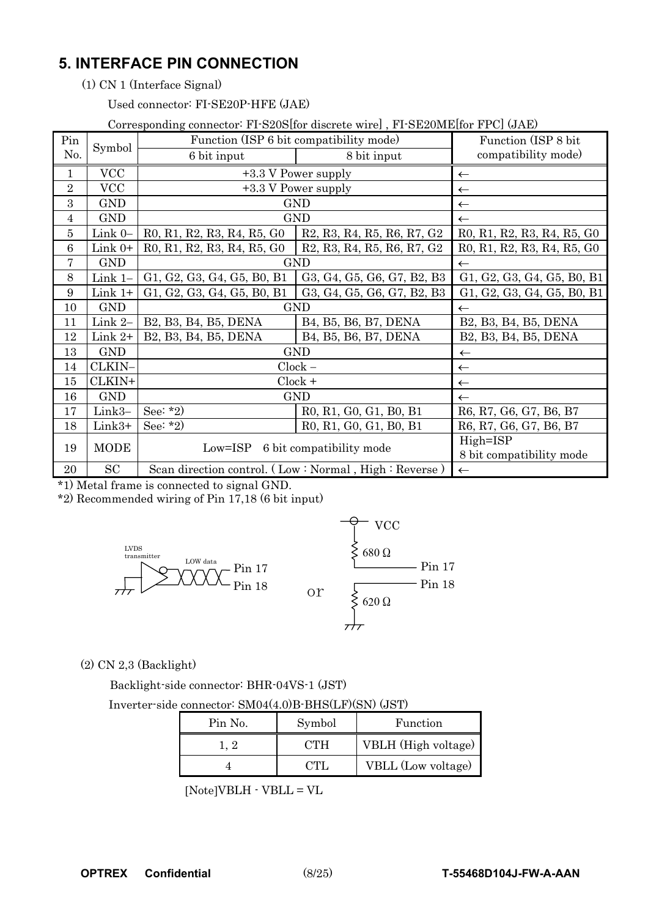## 5. INTERFACE PIN CONNECTION

(1) CN 1 (Interface Signal)

Used connector: FI-SE20P-HFE (JAE)

Corresponding connector: FI-S20S[for discrete wire] , FI-SE20ME[for FPC] (JAE)

| Pin No. | Symbol | Function (ISP 6 bit compatibility mode) | | Function (ISP 8 bit compatibility mode) |
|---|---|---|---|---|
| | | 6 bit input | 8 bit input | |
| 1 | VCC | +3.3 V Power supply | | ← |
| 2 | VCC | +3.3 V Power supply | | ← |
| 3 | GND | GND | | ← |
| 4 | GND | GND | | ← |
| 5 | Link 0– | R0, R1, R2, R3, R4, R5, G0 | R2, R3, R4, R5, R6, R7, G2 | R0, R1, R2, R3, R4, R5, G0 |
| 6 | Link 0+ | R0, R1, R2, R3, R4, R5, G0 | R2, R3, R4, R5, R6, R7, G2 | R0, R1, R2, R3, R4, R5, G0 |
| 7 | GND | GND | | ← |
| 8 | Link 1– | G1, G2, G3, G4, G5, B0, B1 | G3, G4, G5, G6, G7, B2, B3 | G1, G2, G3, G4, G5, B0, B1 |
| 9 | Link 1+ | G1, G2, G3, G4, G5, B0, B1 | G3, G4, G5, G6, G7, B2, B3 | G1, G2, G3, G4, G5, B0, B1 |
| 10 | GND | GND | | ← |
| 11 | Link 2– | B2, B3, B4, B5, DENA | B4, B5, B6, B7, DENA | B2, B3, B4, B5, DENA |
| 12 | Link 2+ | B2, B3, B4, B5, DENA | B4, B5, B6, B7, DENA | B2, B3, B4, B5, DENA |
| 13 | GND | GND | | ← |
| 14 | CLKIN– | Clock – | | ← |
| 15 | CLKIN+ | Clock + | | ← |
| 16 | GND | GND | | ← |
| 17 | Link3– | See: *2) | R0, R1, G0, G1, B0, B1 | R6, R7, G6, G7, B6, B7 |
| 18 | Link3+ | See: *2) | R0, R1, G0, G1, B0, B1 | R6, R7, G6, G7, B6, B7 |
| 19 | MODE | Low=ISP 6 bit compatibility mode | | High=ISP 8 bit compatibility mode |
| 20 | SC | Scan direction control. ( Low : Normal , High : Reverse ) | | ← |

*1) Metal frame is connected to signal GND.

*2) Recommended wiring of Pin 17,18 (6 bit input)

LVDS transmitter — LOW data — Pin 17 / Pin 18 &nbsp;&nbsp; or &nbsp;&nbsp; VCC — 680 Ω — Pin 17; Pin 18 — 620 Ω — GND

(2) CN 2,3 (Backlight)

Backlight-side connector: BHR-04VS-1 (JST)

Inverter-side connector: SM04(4.0)B-BHS(LF)(SN) (JST)

| Pin No. | Symbol | Function |
|---|---|---|
| 1, 2 | CTH | VBLH (High voltage) |
| 4 | CTL | VBLL (Low voltage) |

[Note]VBLH - VBLL = VL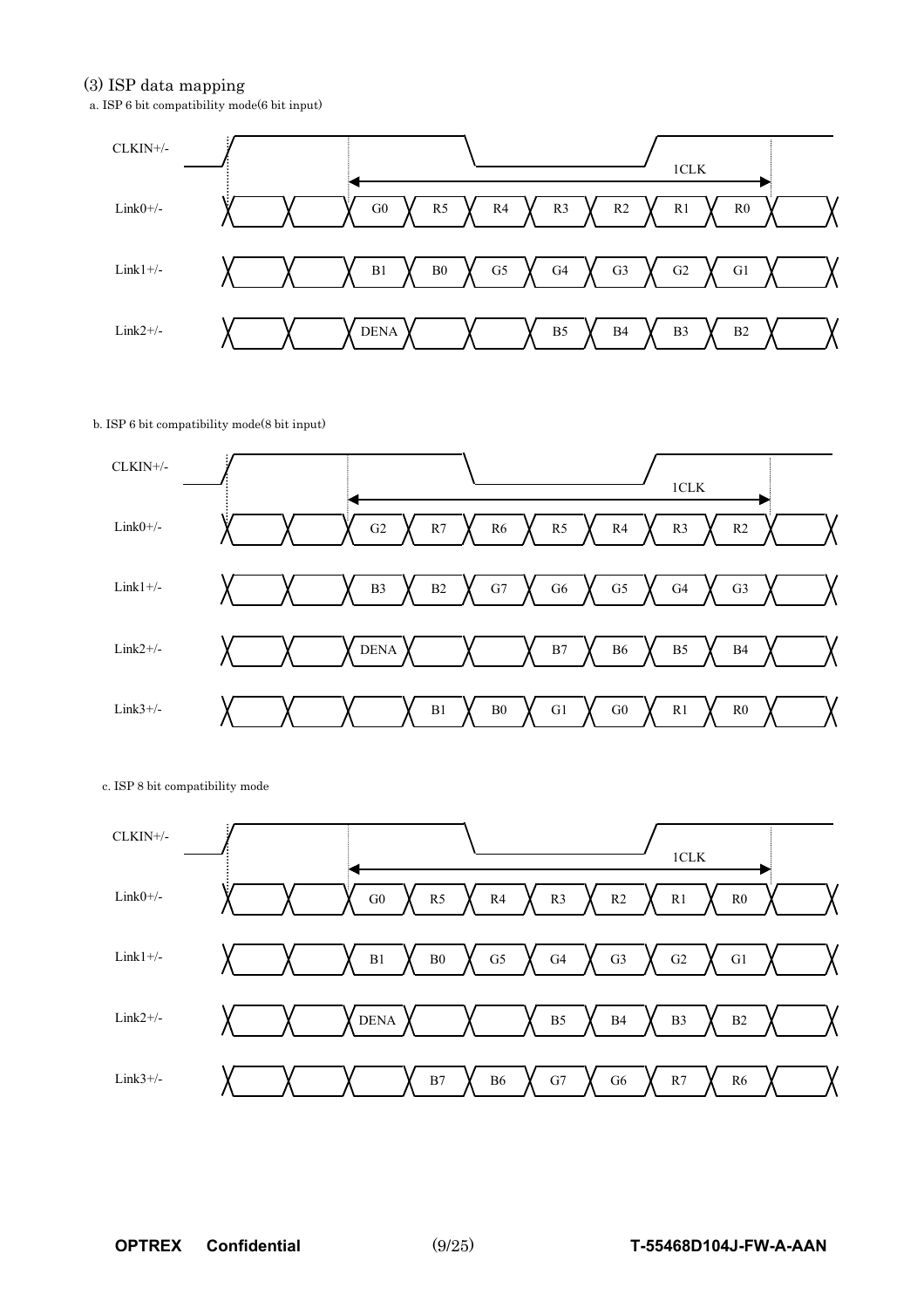### (3) ISP data mapping

a. ISP 6 bit compatibility mode(6 bit input)

| Signal | | | | | | | | | |
|---|---|---|---|---|---|---|---|---|---|
| Link0+/- | | | G0 | R5 | R4 | R3 | R2 | R1 | R0 |
| Link1+/- | | | B1 | B0 | G5 | G4 | G3 | G2 | G1 |
| Link2+/- | | | DENA | | | B5 | B4 | B3 | B2 |

CLKIN+/-, 1CLK

b. ISP 6 bit compatibility mode(8 bit input)

| Signal | | | | | | | | | |
|---|---|---|---|---|---|---|---|---|---|
| Link0+/- | | | G2 | R7 | R6 | R5 | R4 | R3 | R2 |
| Link1+/- | | | B3 | B2 | G7 | G6 | G5 | G4 | G3 |
| Link2+/- | | | DENA | | | B7 | B6 | B5 | B4 |
| Link3+/- | | | | B1 | B0 | G1 | G0 | R1 | R0 |

CLKIN+/-, 1CLK

c. ISP 8 bit compatibility mode

| Signal | | | | | | | | | |
|---|---|---|---|---|---|---|---|---|---|
| Link0+/- | | | G0 | R5 | R4 | R3 | R2 | R1 | R0 |
| Link1+/- | | | B1 | B0 | G5 | G4 | G3 | G2 | G1 |
| Link2+/- | | | DENA | | | B5 | B4 | B3 | B2 |
| Link3+/- | | | | B7 | B6 | G7 | G6 | R7 | R6 |

CLKIN+/-, 1CLK

OPTREX Confidential T-55468D104J-FW-A-AAN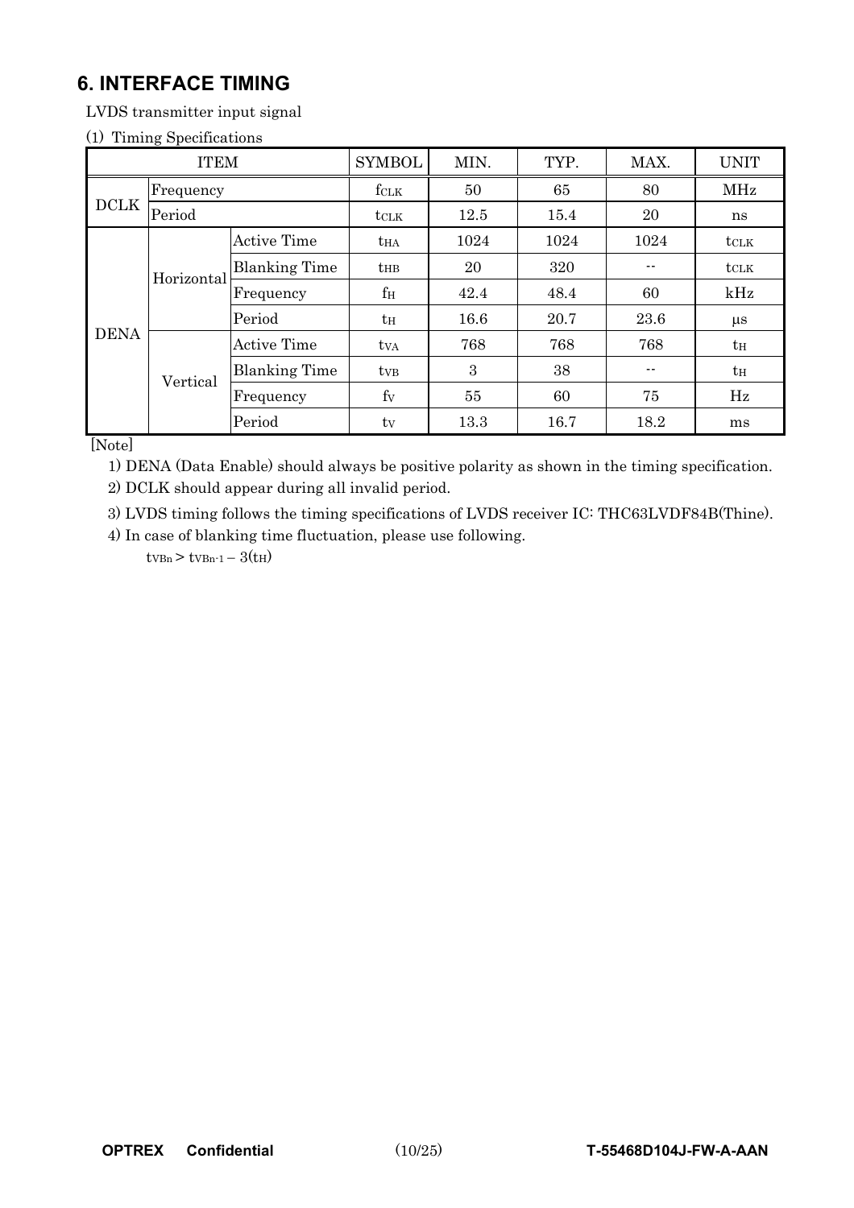## 6. INTERFACE TIMING

LVDS transmitter input signal

(1) Timing Specifications

| ITEM | | | SYMBOL | MIN. | TYP. | MAX. | UNIT |
|---|---|---|---|---|---|---|---|
| DCLK | Frequency | | $f_{CLK}$ | 50 | 65 | 80 | MHz |
| | Period | | $t_{CLK}$ | 12.5 | 15.4 | 20 | ns |
| DENA | Horizontal | Active Time | $t_{HA}$ | 1024 | 1024 | 1024 | $t_{CLK}$ |
| | | Blanking Time | $t_{HB}$ | 20 | 320 | -- | $t_{CLK}$ |
| | | Frequency | $f_H$ | 42.4 | 48.4 | 60 | kHz |
| | | Period | $t_H$ | 16.6 | 20.7 | 23.6 | μs |
| | Vertical | Active Time | $t_{VA}$ | 768 | 768 | 768 | $t_H$ |
| | | Blanking Time | $t_{VB}$ | 3 | 38 | -- | $t_H$ |
| | | Frequency | $f_V$ | 55 | 60 | 75 | Hz |
| | | Period | $t_V$ | 13.3 | 16.7 | 18.2 | ms |

[Note]

1) DENA (Data Enable) should always be positive polarity as shown in the timing specification.

2) DCLK should appear during all invalid period.

3) LVDS timing follows the timing specifications of LVDS receiver IC: THC63LVDF84B(Thine).

4) In case of blanking time fluctuation, please use following.

$t_{VBn} > t_{VBn-1} - 3(t_H)$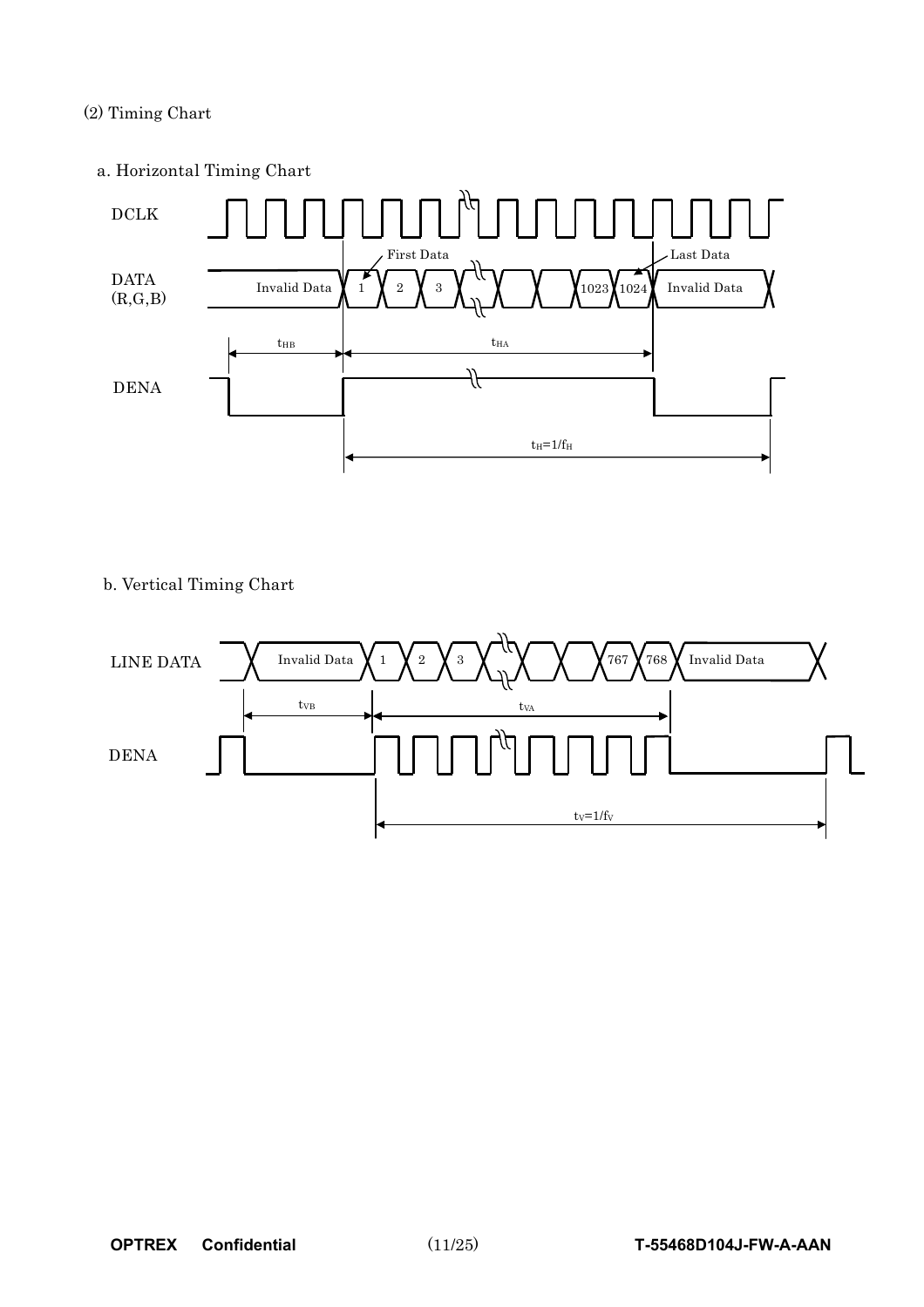(2) Timing Chart

a. Horizontal Timing Chart

DCLK

DATA (R,G,B)

Invalid Data | 1 | 2 | 3 | ... | 1023 | 1024 | Invalid Data

First Data

Last Data

$t_{HB}$

$t_{HA}$

DENA

$t_H=1/f_H$

b. Vertical Timing Chart

LINE DATA

Invalid Data | 1 | 2 | 3 | ... | 767 | 768 | Invalid Data

$t_{VB}$

$t_{VA}$

DENA

$t_V=1/f_V$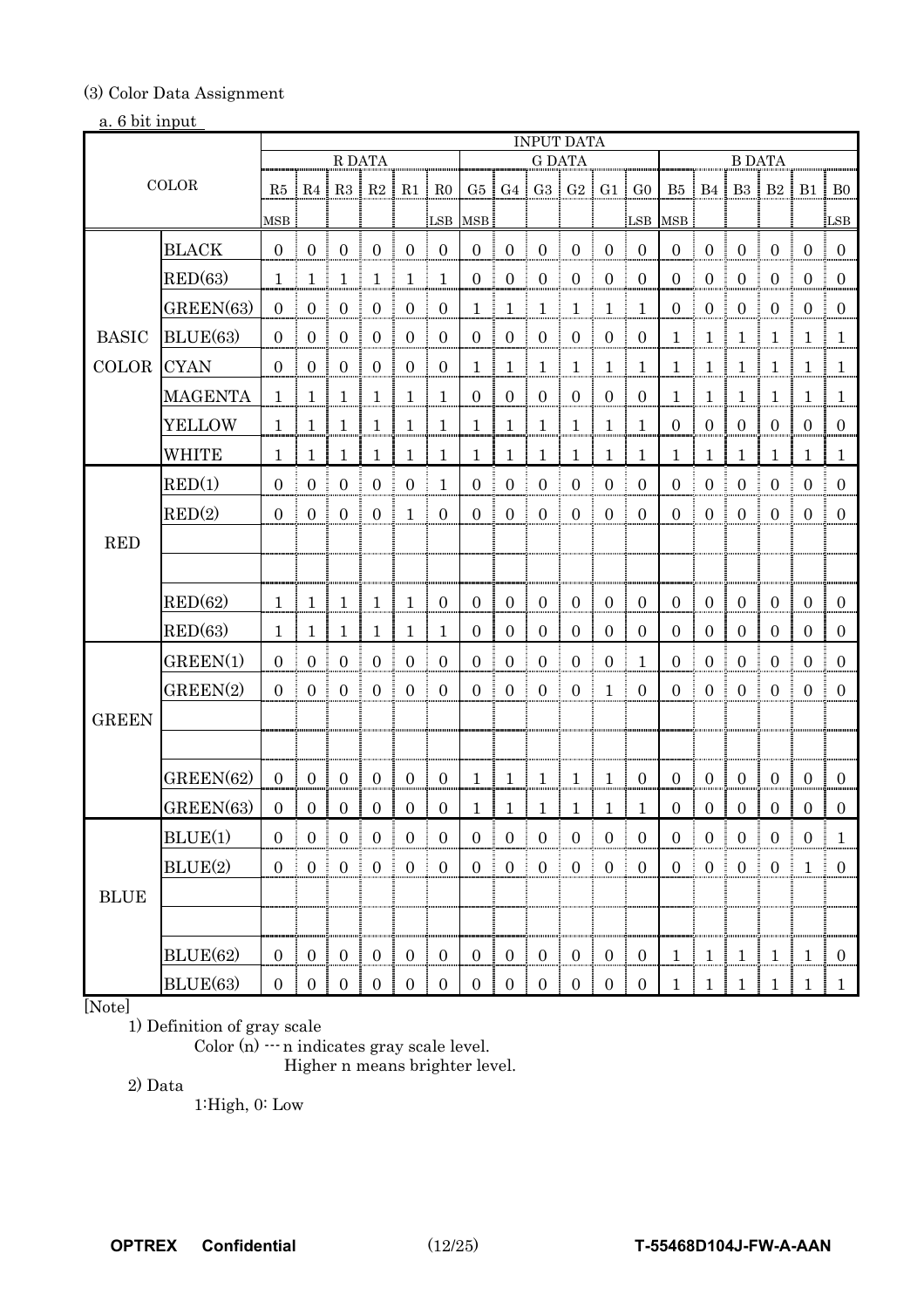(3) Color Data Assignment

a. 6 bit input

| COLOR | | INPUT DATA | | | | | | | | | | | | | | | | | |
|---|---|---|---|---|---|---|---|---|---|---|---|---|---|---|---|---|---|---|---|
| | | R DATA | | | | | | G DATA | | | | | | B DATA | | | | | |
| | | R5 | R4 | R3 | R2 | R1 | R0 | G5 | G4 | G3 | G2 | G1 | G0 | B5 | B4 | B3 | B2 | B1 | B0 |
| | | MSB | | | | | LSB | MSB | | | | | LSB | MSB | | | | | LSB |
| BASIC COLOR | BLACK | 0 | 0 | 0 | 0 | 0 | 0 | 0 | 0 | 0 | 0 | 0 | 0 | 0 | 0 | 0 | 0 | 0 | 0 |
| | RED(63) | 1 | 1 | 1 | 1 | 1 | 1 | 0 | 0 | 0 | 0 | 0 | 0 | 0 | 0 | 0 | 0 | 0 | 0 |
| | GREEN(63) | 0 | 0 | 0 | 0 | 0 | 0 | 1 | 1 | 1 | 1 | 1 | 1 | 0 | 0 | 0 | 0 | 0 | 0 |
| | BLUE(63) | 0 | 0 | 0 | 0 | 0 | 0 | 0 | 0 | 0 | 0 | 0 | 0 | 1 | 1 | 1 | 1 | 1 | 1 |
| | CYAN | 0 | 0 | 0 | 0 | 0 | 0 | 1 | 1 | 1 | 1 | 1 | 1 | 1 | 1 | 1 | 1 | 1 | 1 |
| | MAGENTA | 1 | 1 | 1 | 1 | 1 | 1 | 0 | 0 | 0 | 0 | 0 | 0 | 1 | 1 | 1 | 1 | 1 | 1 |
| | YELLOW | 1 | 1 | 1 | 1 | 1 | 1 | 1 | 1 | 1 | 1 | 1 | 1 | 0 | 0 | 0 | 0 | 0 | 0 |
| | WHITE | 1 | 1 | 1 | 1 | 1 | 1 | 1 | 1 | 1 | 1 | 1 | 1 | 1 | 1 | 1 | 1 | 1 | 1 |
| RED | RED(1) | 0 | 0 | 0 | 0 | 0 | 1 | 0 | 0 | 0 | 0 | 0 | 0 | 0 | 0 | 0 | 0 | 0 | 0 |
| | RED(2) | 0 | 0 | 0 | 0 | 1 | 0 | 0 | 0 | 0 | 0 | 0 | 0 | 0 | 0 | 0 | 0 | 0 | 0 |
| | | | | | | | | | | | | | | | | | | | |
| | | | | | | | | | | | | | | | | | | | |
| | RED(62) | 1 | 1 | 1 | 1 | 1 | 0 | 0 | 0 | 0 | 0 | 0 | 0 | 0 | 0 | 0 | 0 | 0 | 0 |
| | RED(63) | 1 | 1 | 1 | 1 | 1 | 1 | 0 | 0 | 0 | 0 | 0 | 0 | 0 | 0 | 0 | 0 | 0 | 0 |
| GREEN | GREEN(1) | 0 | 0 | 0 | 0 | 0 | 0 | 0 | 0 | 0 | 0 | 0 | 1 | 0 | 0 | 0 | 0 | 0 | 0 |
| | GREEN(2) | 0 | 0 | 0 | 0 | 0 | 0 | 0 | 0 | 0 | 0 | 1 | 0 | 0 | 0 | 0 | 0 | 0 | 0 |
| | | | | | | | | | | | | | | | | | | | |
| | | | | | | | | | | | | | | | | | | | |
| | GREEN(62) | 0 | 0 | 0 | 0 | 0 | 0 | 1 | 1 | 1 | 1 | 1 | 0 | 0 | 0 | 0 | 0 | 0 | 0 |
| | GREEN(63) | 0 | 0 | 0 | 0 | 0 | 0 | 1 | 1 | 1 | 1 | 1 | 1 | 0 | 0 | 0 | 0 | 0 | 0 |
| BLUE | BLUE(1) | 0 | 0 | 0 | 0 | 0 | 0 | 0 | 0 | 0 | 0 | 0 | 0 | 0 | 0 | 0 | 0 | 0 | 1 |
| | BLUE(2) | 0 | 0 | 0 | 0 | 0 | 0 | 0 | 0 | 0 | 0 | 0 | 0 | 0 | 0 | 0 | 0 | 1 | 0 |
| | | | | | | | | | | | | | | | | | | | |
| | | | | | | | | | | | | | | | | | | | |
| | BLUE(62) | 0 | 0 | 0 | 0 | 0 | 0 | 0 | 0 | 0 | 0 | 0 | 0 | 1 | 1 | 1 | 1 | 1 | 0 |
| | BLUE(63) | 0 | 0 | 0 | 0 | 0 | 0 | 0 | 0 | 0 | 0 | 0 | 0 | 1 | 1 | 1 | 1 | 1 | 1 |

[Note]

1) Definition of gray scale

Color (n) --- n indicates gray scale level.
Higher n means brighter level.

2) Data

1:High, 0: Low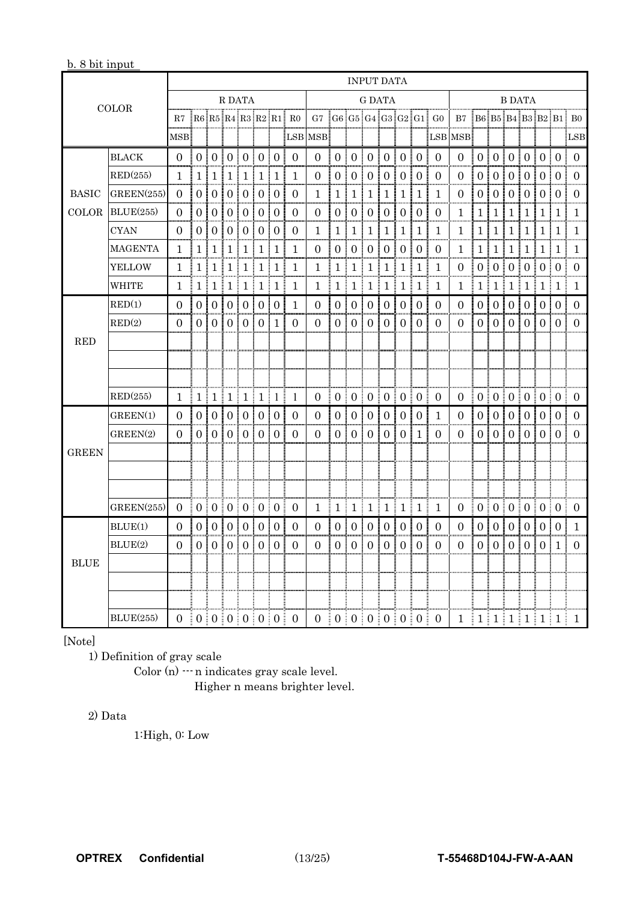b. 8 bit input

| COLOR | | INPUT DATA | | | | | | | | | | | | | | | | | | | | | | | |
|---|---|---|---|---|---|---|---|---|---|---|---|---|---|---|---|---|---|---|---|---|---|---|---|---|---|
| | | R DATA | | | | | | | | G DATA | | | | | | | | B DATA | | | | | | | |
| | | R7 | R6 | R5 | R4 | R3 | R2 | R1 | R0 | G7 | G6 | G5 | G4 | G3 | G2 | G1 | G0 | B7 | B6 | B5 | B4 | B3 | B2 | B1 | B0 |
| | | MSB | | | | | | | LSB | MSB | | | | | | | LSB | MSB | | | | | | | LSB |
| BASIC COLOR | BLACK | 0 | 0 | 0 | 0 | 0 | 0 | 0 | 0 | 0 | 0 | 0 | 0 | 0 | 0 | 0 | 0 | 0 | 0 | 0 | 0 | 0 | 0 | 0 | 0 |
| | RED(255) | 1 | 1 | 1 | 1 | 1 | 1 | 1 | 1 | 0 | 0 | 0 | 0 | 0 | 0 | 0 | 0 | 0 | 0 | 0 | 0 | 0 | 0 | 0 | 0 |
| | GREEN(255) | 0 | 0 | 0 | 0 | 0 | 0 | 0 | 0 | 1 | 1 | 1 | 1 | 1 | 1 | 1 | 1 | 0 | 0 | 0 | 0 | 0 | 0 | 0 | 0 |
| | BLUE(255) | 0 | 0 | 0 | 0 | 0 | 0 | 0 | 0 | 0 | 0 | 0 | 0 | 0 | 0 | 0 | 0 | 1 | 1 | 1 | 1 | 1 | 1 | 1 | 1 |
| | CYAN | 0 | 0 | 0 | 0 | 0 | 0 | 0 | 0 | 1 | 1 | 1 | 1 | 1 | 1 | 1 | 1 | 1 | 1 | 1 | 1 | 1 | 1 | 1 | 1 |
| | MAGENTA | 1 | 1 | 1 | 1 | 1 | 1 | 1 | 1 | 0 | 0 | 0 | 0 | 0 | 0 | 0 | 0 | 1 | 1 | 1 | 1 | 1 | 1 | 1 | 1 |
| | YELLOW | 1 | 1 | 1 | 1 | 1 | 1 | 1 | 1 | 1 | 1 | 1 | 1 | 1 | 1 | 1 | 1 | 0 | 0 | 0 | 0 | 0 | 0 | 0 | 0 |
| | WHITE | 1 | 1 | 1 | 1 | 1 | 1 | 1 | 1 | 1 | 1 | 1 | 1 | 1 | 1 | 1 | 1 | 1 | 1 | 1 | 1 | 1 | 1 | 1 | 1 |
| RED | RED(1) | 0 | 0 | 0 | 0 | 0 | 0 | 0 | 1 | 0 | 0 | 0 | 0 | 0 | 0 | 0 | 0 | 0 | 0 | 0 | 0 | 0 | 0 | 0 | 0 |
| | RED(2) | 0 | 0 | 0 | 0 | 0 | 0 | 1 | 0 | 0 | 0 | 0 | 0 | 0 | 0 | 0 | 0 | 0 | 0 | 0 | 0 | 0 | 0 | 0 | 0 |
| | | | | | | | | | | | | | | | | | | | | | | | | | |
| | | | | | | | | | | | | | | | | | | | | | | | | | |
| | | | | | | | | | | | | | | | | | | | | | | | | | |
| | RED(255) | 1 | 1 | 1 | 1 | 1 | 1 | 1 | 1 | 0 | 0 | 0 | 0 | 0 | 0 | 0 | 0 | 0 | 0 | 0 | 0 | 0 | 0 | 0 | 0 |
| GREEN | GREEN(1) | 0 | 0 | 0 | 0 | 0 | 0 | 0 | 0 | 0 | 0 | 0 | 0 | 0 | 0 | 0 | 1 | 0 | 0 | 0 | 0 | 0 | 0 | 0 | 0 |
| | GREEN(2) | 0 | 0 | 0 | 0 | 0 | 0 | 0 | 0 | 0 | 0 | 0 | 0 | 0 | 0 | 1 | 0 | 0 | 0 | 0 | 0 | 0 | 0 | 0 | 0 |
| | | | | | | | | | | | | | | | | | | | | | | | | | |
| | | | | | | | | | | | | | | | | | | | | | | | | | |
| | | | | | | | | | | | | | | | | | | | | | | | | | |
| | GREEN(255) | 0 | 0 | 0 | 0 | 0 | 0 | 0 | 0 | 1 | 1 | 1 | 1 | 1 | 1 | 1 | 1 | 0 | 0 | 0 | 0 | 0 | 0 | 0 | 0 |
| BLUE | BLUE(1) | 0 | 0 | 0 | 0 | 0 | 0 | 0 | 0 | 0 | 0 | 0 | 0 | 0 | 0 | 0 | 0 | 0 | 0 | 0 | 0 | 0 | 0 | 0 | 1 |
| | BLUE(2) | 0 | 0 | 0 | 0 | 0 | 0 | 0 | 0 | 0 | 0 | 0 | 0 | 0 | 0 | 0 | 0 | 0 | 0 | 0 | 0 | 0 | 0 | 1 | 0 |
| | | | | | | | | | | | | | | | | | | | | | | | | | |
| | | | | | | | | | | | | | | | | | | | | | | | | | |
| | | | | | | | | | | | | | | | | | | | | | | | | | |
| | BLUE(255) | 0 | 0 | 0 | 0 | 0 | 0 | 0 | 0 | 0 | 0 | 0 | 0 | 0 | 0 | 0 | 0 | 1 | 1 | 1 | 1 | 1 | 1 | 1 | 1 |

[Note]

1) Definition of gray scale

Color (n) --- n indicates gray scale level.
Higher n means brighter level.

2) Data

1:High, 0: Low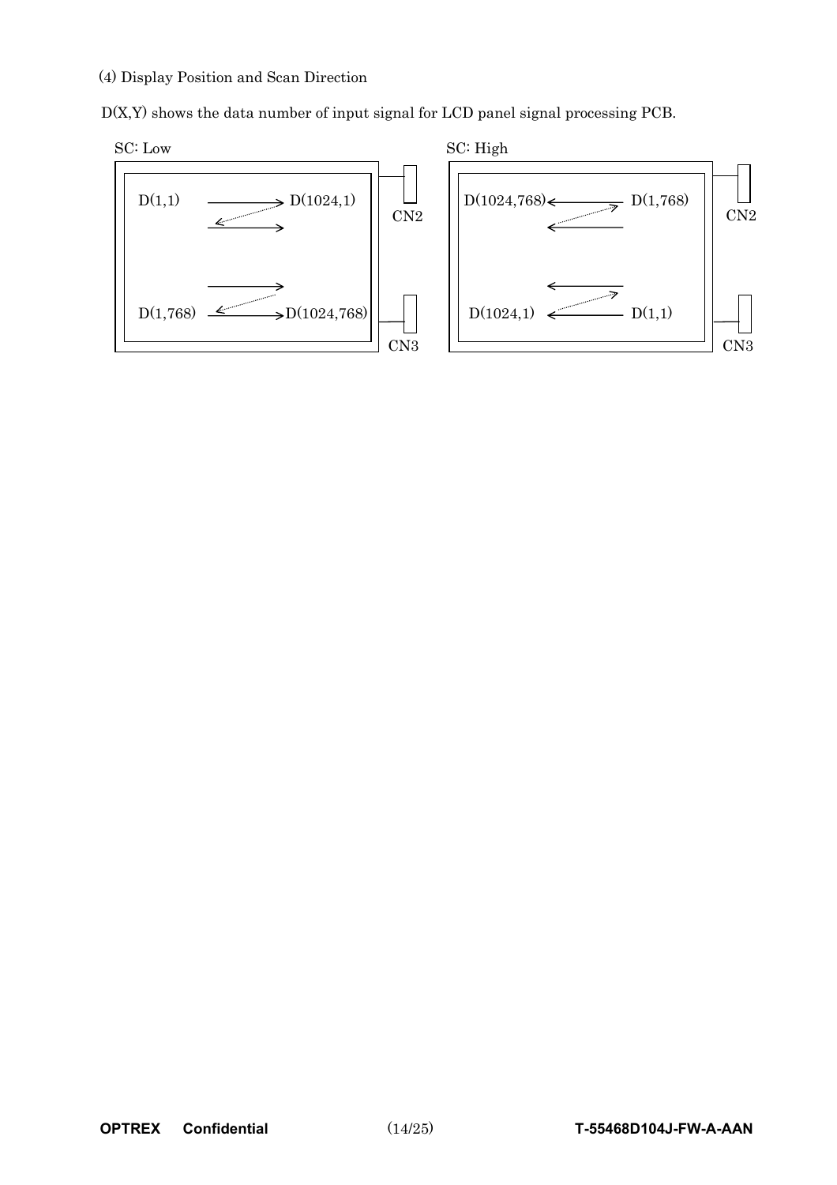(4) Display Position and Scan Direction

D(X,Y) shows the data number of input signal for LCD panel signal processing PCB.

SC: Low

D(1,1) → D(1024,1)

D(1,768) → D(1024,768)

CN2

CN3

SC: High

D(1024,768) ← D(1,768)

D(1024,1) ← D(1,1)

CN2

CN3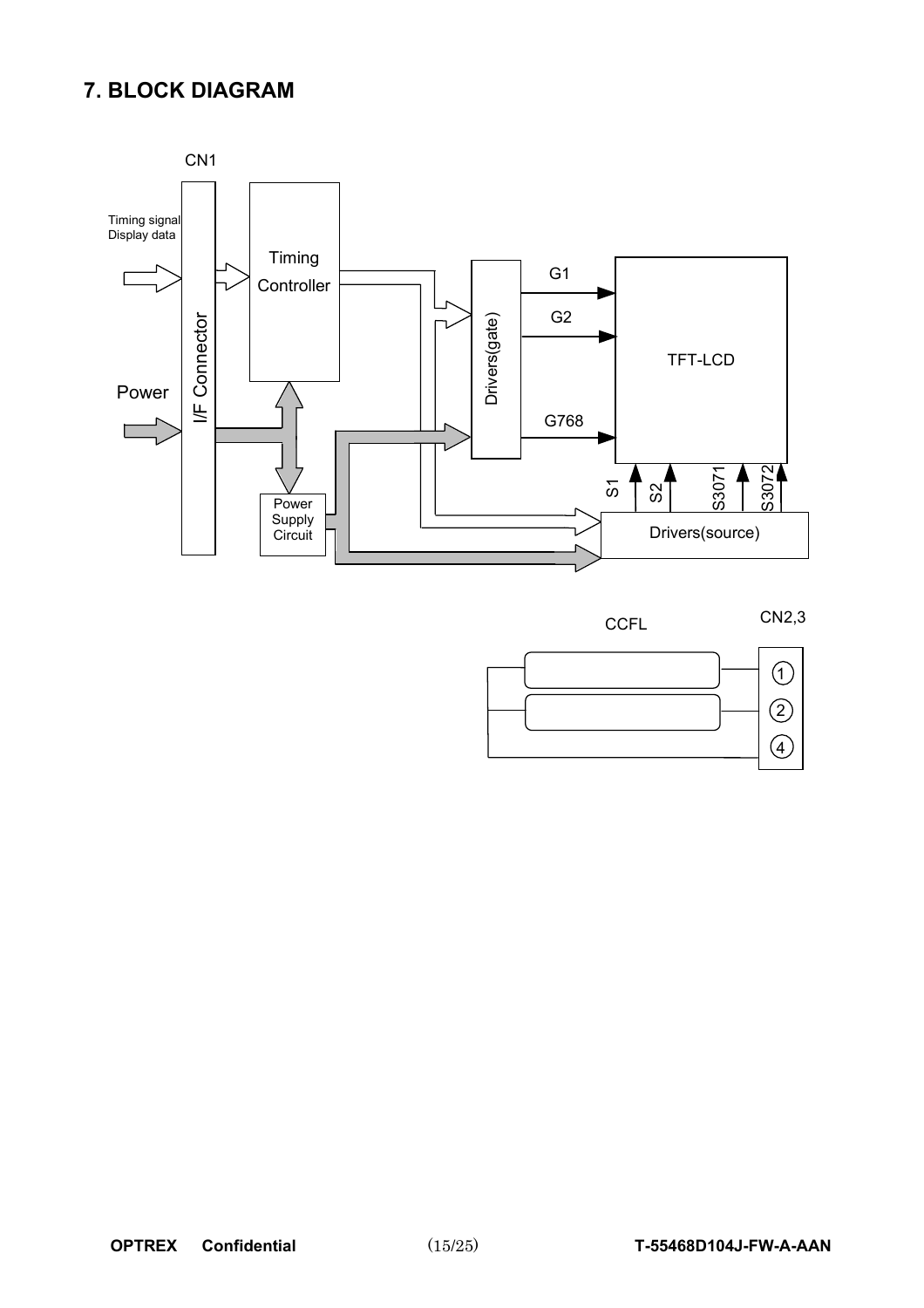## 7. BLOCK DIAGRAM

CN1

Timing signal
Display data

Timing
Controller

I/F Connector

Power

Power
Supply
Circuit

Drivers(gate)

G1

G2

G768

TFT-LCD

S1

S2

S3071

S3072

Drivers(source)

CCFL

CN2,3

1

2

4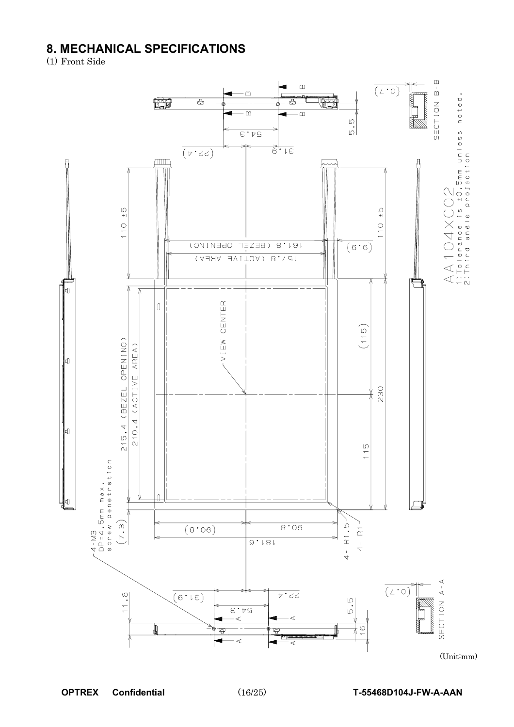## 8. MECHANICAL SPECIFICATIONS

(1) Front Side

AA104XC02

1) Tolerance is ±0.5mm unless noted.

2) Third angle projection

4-M3
DP=4.5mm max.
screw penetration

SECTION A-A

SECTION B-B

(Unit:mm)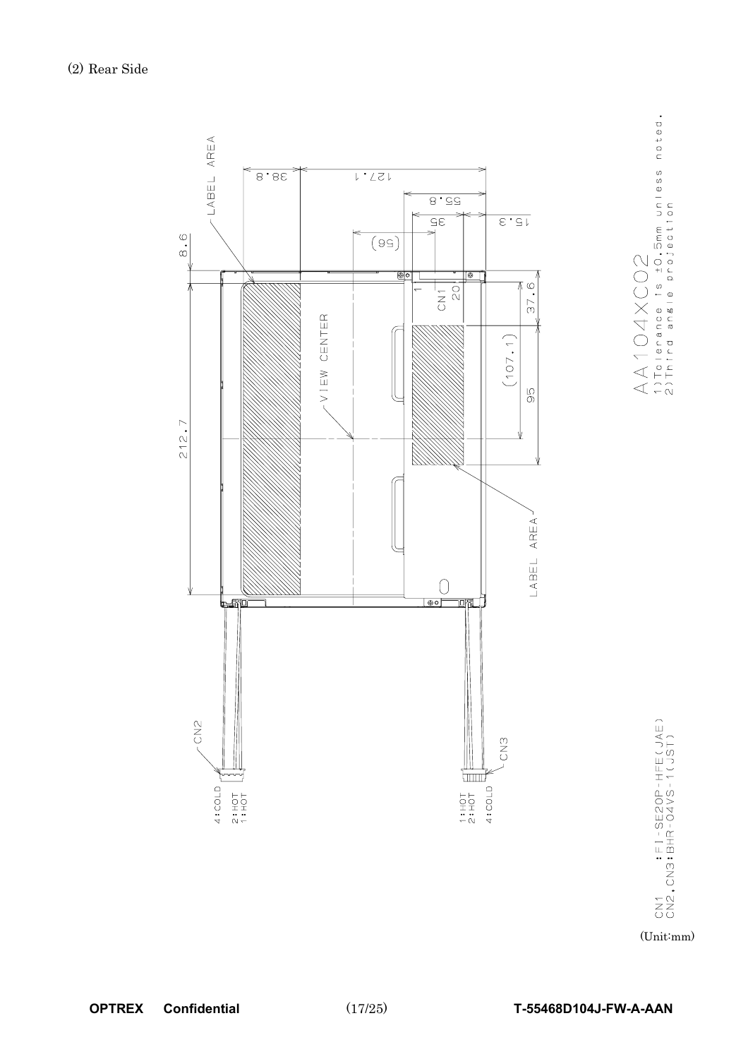(2) Rear Side

LABEL AREA

8.6

212.7

38.8

127.1

55.8

35

15.3

(56)

VIEW CENTER

CN1

1

20

37.6

(107.1)

95

LABEL AREA

CN2

4:COLD

2:HOT

1:HOT

CN3

1:HOT

2:HOT

4:COLD

AA104XC02

1)Tolerance is ±0.5mm unless noted.

2)Third angle projection

CN1 : FI-SE20P-HFE(JAE)

CN2,CN3:BHR-04VS-1(JST)

(Unit:mm)

OPTREX Confidential T-55468D104J-FW-A-AAN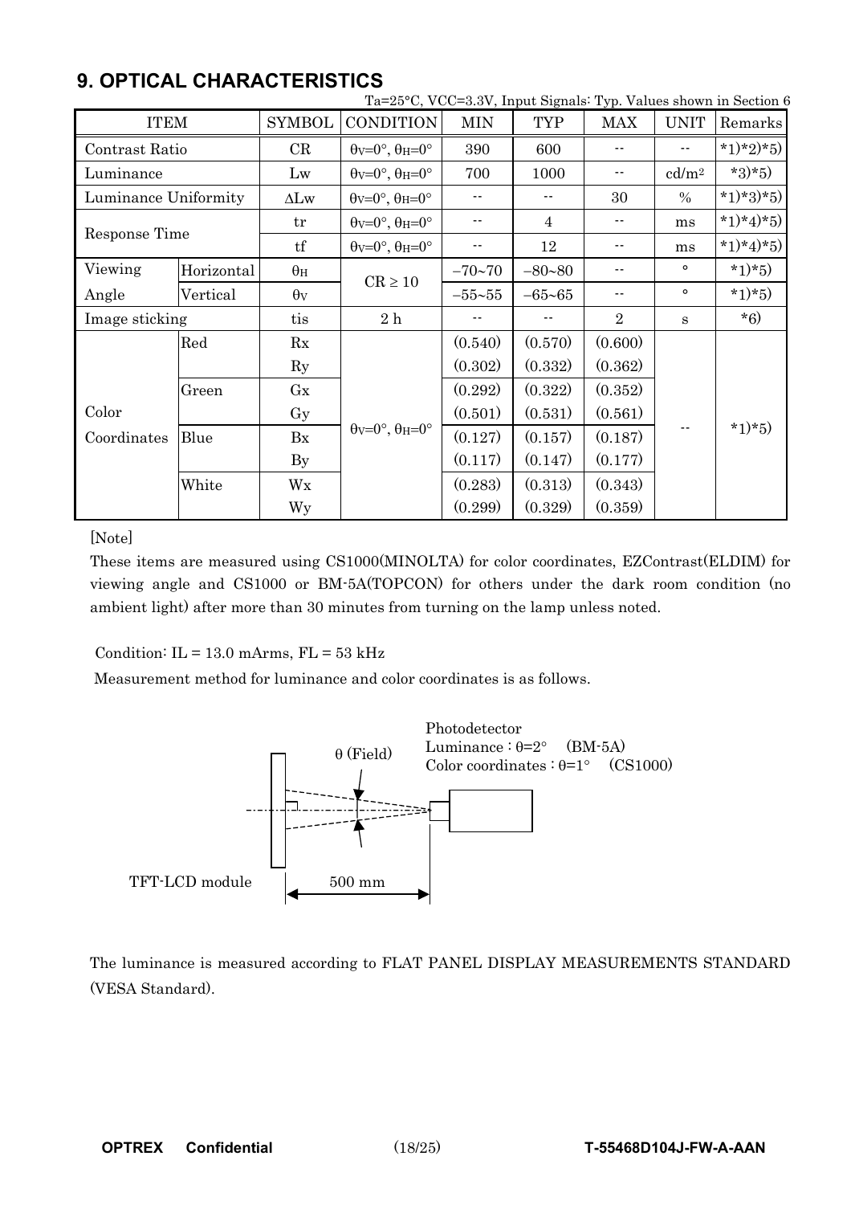## 9. OPTICAL CHARACTERISTICS

Ta=25°C, VCC=3.3V, Input Signals: Typ. Values shown in Section 6

| ITEM | | SYMBOL | CONDITION | MIN | TYP | MAX | UNIT | Remarks |
|---|---|---|---|---|---|---|---|---|
| Contrast Ratio | | CR | $\theta_V$=0°, $\theta_H$=0° | 390 | 600 | -- | -- | *1)*2)*5) |
| Luminance | | Lw | $\theta_V$=0°, $\theta_H$=0° | 700 | 1000 | -- | cd/m² | *3)*5) |
| Luminance Uniformity | | ΔLw | $\theta_V$=0°, $\theta_H$=0° | -- | -- | 30 | % | *1)*3)*5) |
| Response Time | | tr | $\theta_V$=0°, $\theta_H$=0° | -- | 4 | -- | ms | *1)*4)*5) |
| | | tf | $\theta_V$=0°, $\theta_H$=0° | -- | 12 | -- | ms | *1)*4)*5) |
| Viewing Angle | Horizontal | $\theta_H$ | CR ≥ 10 | −70~70 | −80~80 | -- | ° | *1)*5) |
| | Vertical | $\theta_V$ | | −55~55 | −65~65 | -- | ° | *1)*5) |
| Image sticking | | tis | 2 h | -- | -- | 2 | s | *6) |
| Color Coordinates | Red | Rx | $\theta_V$=0°, $\theta_H$=0° | (0.540) | (0.570) | (0.600) | -- | *1)*5) |
| | | Ry | | (0.302) | (0.332) | (0.362) | | |
| | Green | Gx | | (0.292) | (0.322) | (0.352) | | |
| | | Gy | | (0.501) | (0.531) | (0.561) | | |
| | Blue | Bx | | (0.127) | (0.157) | (0.187) | | |
| | | By | | (0.117) | (0.147) | (0.177) | | |
| | White | Wx | | (0.283) | (0.313) | (0.343) | | |
| | | Wy | | (0.299) | (0.329) | (0.359) | | |

[Note]

These items are measured using CS1000(MINOLTA) for color coordinates, EZContrast(ELDIM) for viewing angle and CS1000 or BM-5A(TOPCON) for others under the dark room condition (no ambient light) after more than 30 minutes from turning on the lamp unless noted.

Condition: IL = 13.0 mArms, FL = 53 kHz

Measurement method for luminance and color coordinates is as follows.

θ (Field)

Photodetector
Luminance : θ=2° (BM-5A)
Color coordinates : θ=1° (CS1000)

TFT-LCD module — 500 mm

The luminance is measured according to FLAT PANEL DISPLAY MEASUREMENTS STANDARD (VESA Standard).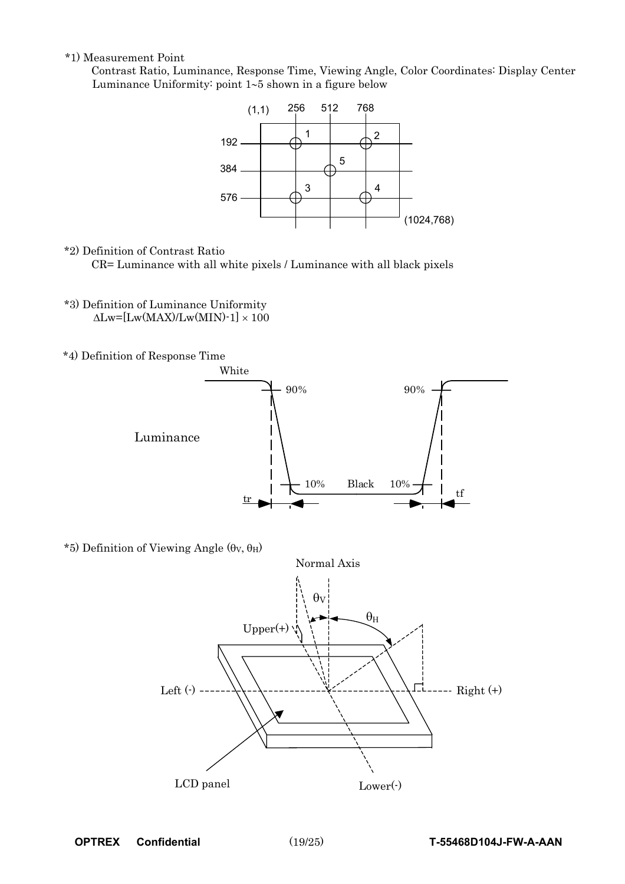*1) Measurement Point

Contrast Ratio, Luminance, Response Time, Viewing Angle, Color Coordinates: Display Center

Luminance Uniformity: point 1~5 shown in a figure below

*2) Definition of Contrast Ratio

CR= Luminance with all white pixels / Luminance with all black pixels

*3) Definition of Luminance Uniformity

$\Delta Lw = [Lw(MAX)/Lw(MIN) - 1] \times 100$

*4) Definition of Response Time

*5) Definition of Viewing Angle ($\theta_V$, $\theta_H$)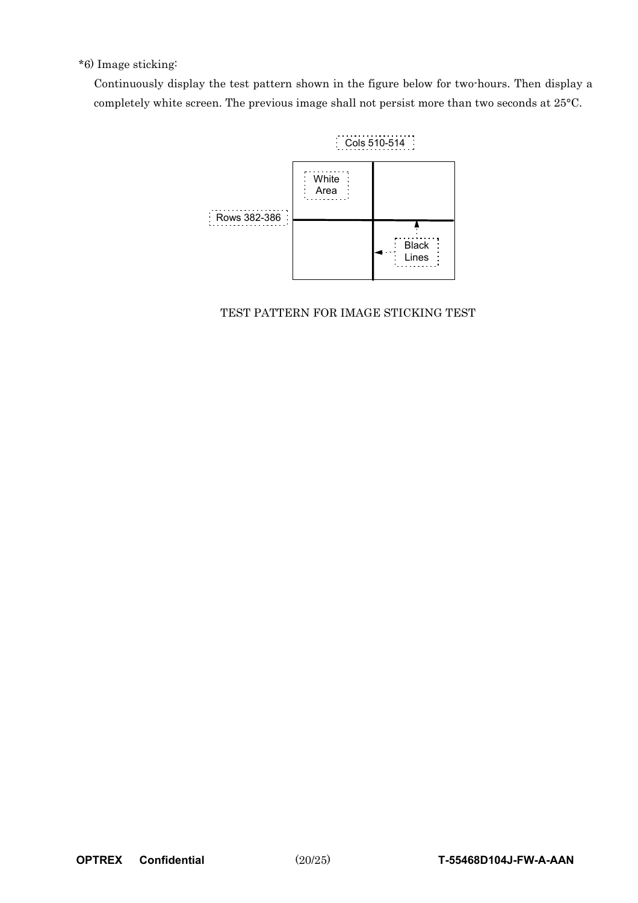*6) Image sticking:

Continuously display the test pattern shown in the figure below for two-hours. Then display a completely white screen. The previous image shall not persist more than two seconds at 25°C.

Cols 510-514

White Area

Rows 382-386

Black Lines

TEST PATTERN FOR IMAGE STICKING TEST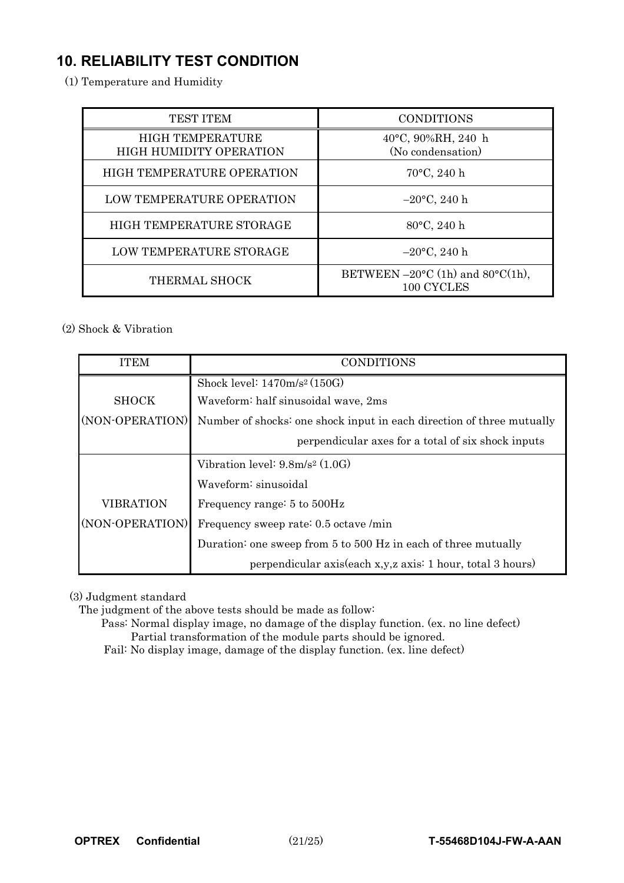## 10. RELIABILITY TEST CONDITION

(1) Temperature and Humidity

| TEST ITEM | CONDITIONS |
|---|---|
| HIGH TEMPERATURE HIGH HUMIDITY OPERATION | 40°C, 90%RH, 240 h (No condensation) |
| HIGH TEMPERATURE OPERATION | 70°C, 240 h |
| LOW TEMPERATURE OPERATION | −20°C, 240 h |
| HIGH TEMPERATURE STORAGE | 80°C, 240 h |
| LOW TEMPERATURE STORAGE | −20°C, 240 h |
| THERMAL SHOCK | BETWEEN −20°C (1h) and 80°C(1h), 100 CYCLES |

(2) Shock & Vibration

| ITEM | CONDITIONS |
|---|---|
| SHOCK (NON-OPERATION) | Shock level: 1470m/s$^2$ (150G)<br>Waveform: half sinusoidal wave, 2ms<br>Number of shocks: one shock input in each direction of three mutually perpendicular axes for a total of six shock inputs |
| VIBRATION (NON-OPERATION) | Vibration level: 9.8m/s$^2$ (1.0G)<br>Waveform: sinusoidal<br>Frequency range: 5 to 500Hz<br>Frequency sweep rate: 0.5 octave /min<br>Duration: one sweep from 5 to 500 Hz in each of three mutually perpendicular axis(each x,y,z axis: 1 hour, total 3 hours) |

(3) Judgment standard

The judgment of the above tests should be made as follow:

Pass: Normal display image, no damage of the display function. (ex. no line defect)
Partial transformation of the module parts should be ignored.

Fail: No display image, damage of the display function. (ex. line defect)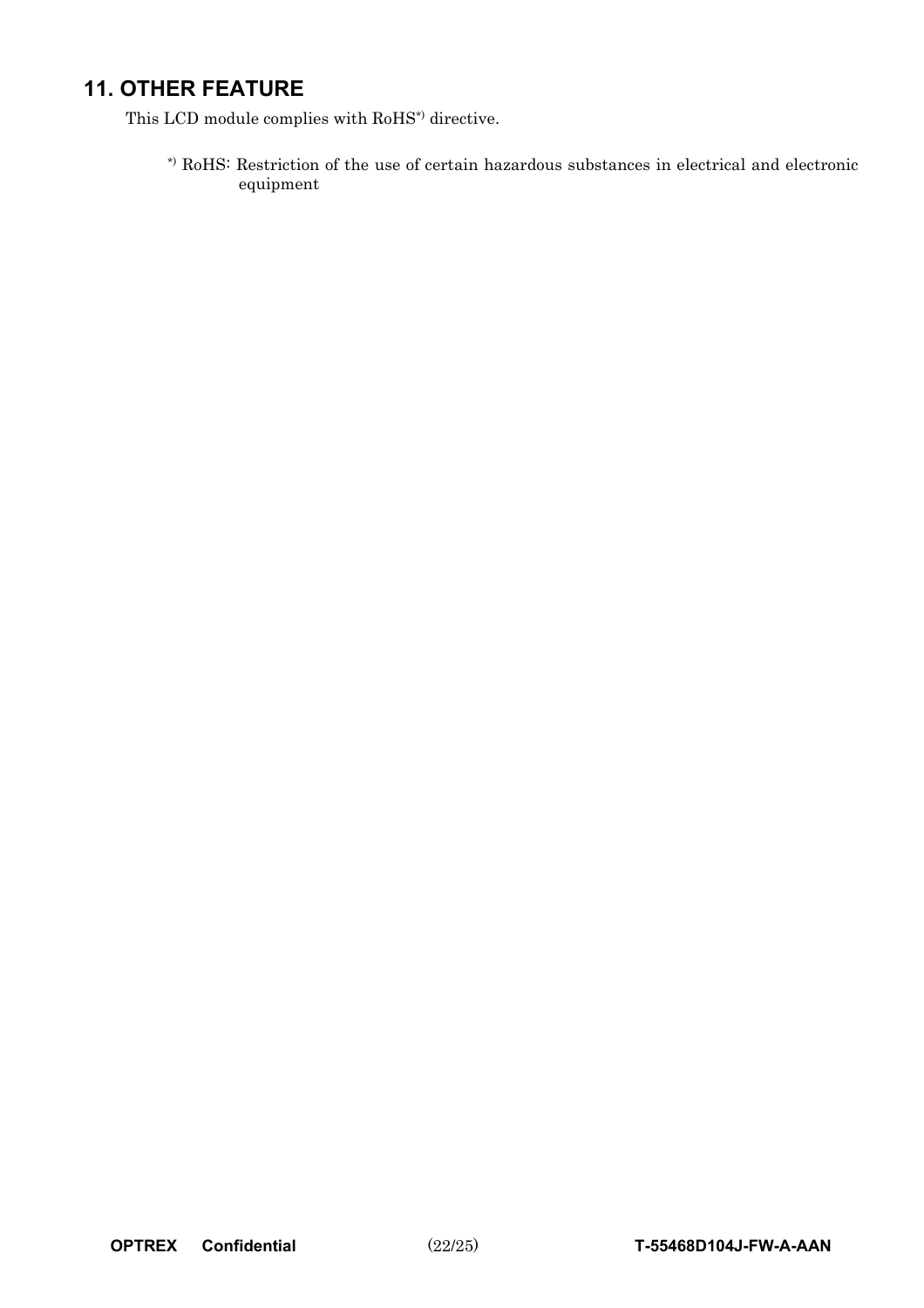## 11. OTHER FEATURE

This LCD module complies with RoHS*) directive.

*) RoHS: Restriction of the use of certain hazardous substances in electrical and electronic equipment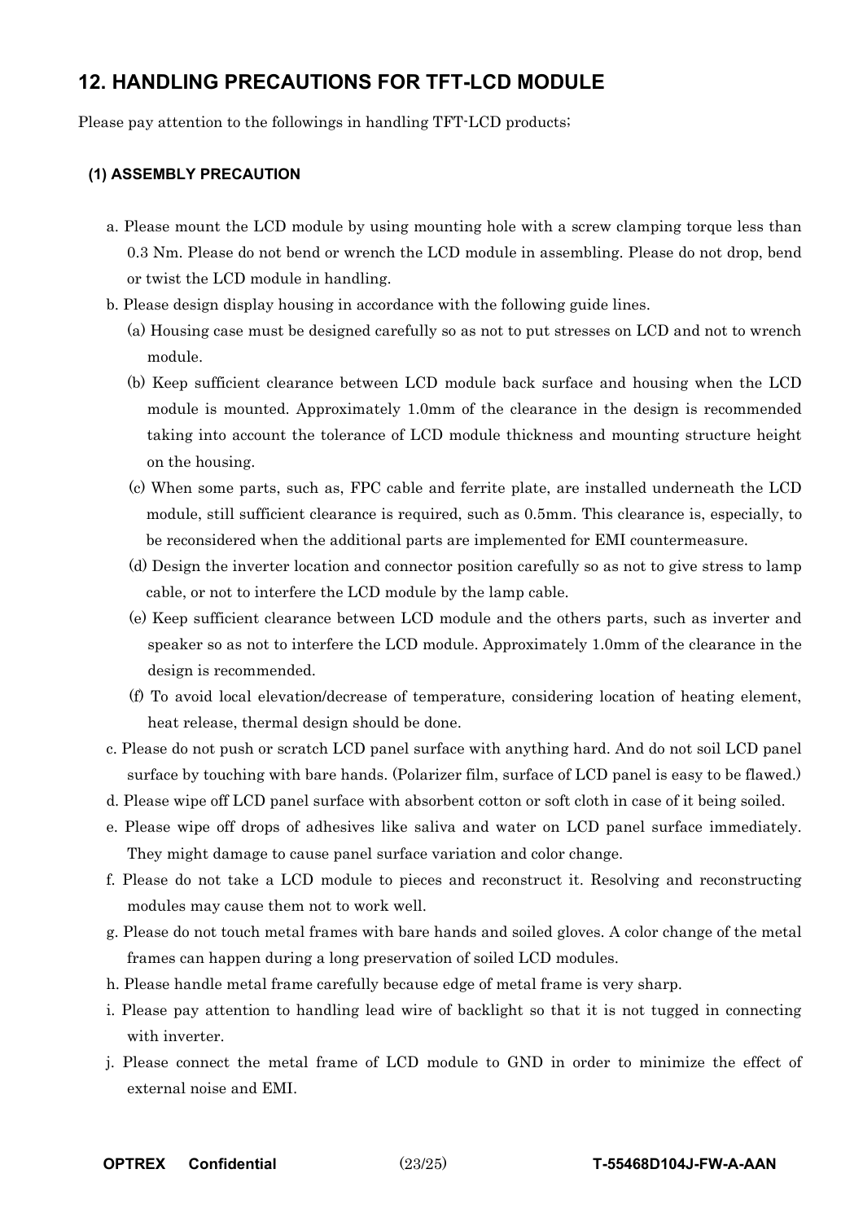## 12. HANDLING PRECAUTIONS FOR TFT-LCD MODULE

Please pay attention to the followings in handling TFT-LCD products;

### (1) ASSEMBLY PRECAUTION

a. Please mount the LCD module by using mounting hole with a screw clamping torque less than 0.3 Nm. Please do not bend or wrench the LCD module in assembling. Please do not drop, bend or twist the LCD module in handling.

b. Please design display housing in accordance with the following guide lines.

   (a) Housing case must be designed carefully so as not to put stresses on LCD and not to wrench module.

   (b) Keep sufficient clearance between LCD module back surface and housing when the LCD module is mounted. Approximately 1.0mm of the clearance in the design is recommended taking into account the tolerance of LCD module thickness and mounting structure height on the housing.

   (c) When some parts, such as, FPC cable and ferrite plate, are installed underneath the LCD module, still sufficient clearance is required, such as 0.5mm. This clearance is, especially, to be reconsidered when the additional parts are implemented for EMI countermeasure.

   (d) Design the inverter location and connector position carefully so as not to give stress to lamp cable, or not to interfere the LCD module by the lamp cable.

   (e) Keep sufficient clearance between LCD module and the others parts, such as inverter and speaker so as not to interfere the LCD module. Approximately 1.0mm of the clearance in the design is recommended.

   (f) To avoid local elevation/decrease of temperature, considering location of heating element, heat release, thermal design should be done.

c. Please do not push or scratch LCD panel surface with anything hard. And do not soil LCD panel surface by touching with bare hands. (Polarizer film, surface of LCD panel is easy to be flawed.)

d. Please wipe off LCD panel surface with absorbent cotton or soft cloth in case of it being soiled.

e. Please wipe off drops of adhesives like saliva and water on LCD panel surface immediately. They might damage to cause panel surface variation and color change.

f. Please do not take a LCD module to pieces and reconstruct it. Resolving and reconstructing modules may cause them not to work well.

g. Please do not touch metal frames with bare hands and soiled gloves. A color change of the metal frames can happen during a long preservation of soiled LCD modules.

h. Please handle metal frame carefully because edge of metal frame is very sharp.

i. Please pay attention to handling lead wire of backlight so that it is not tugged in connecting with inverter.

j. Please connect the metal frame of LCD module to GND in order to minimize the effect of external noise and EMI.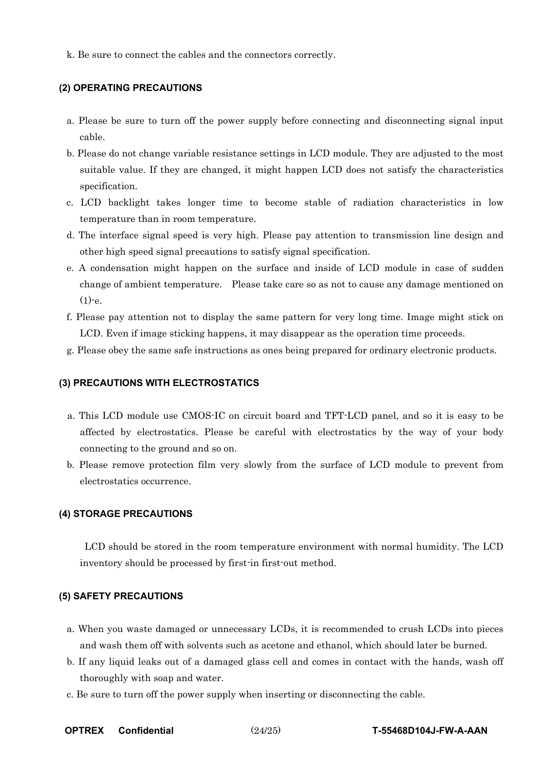k. Be sure to connect the cables and the connectors correctly.

### (2) OPERATING PRECAUTIONS

a. Please be sure to turn off the power supply before connecting and disconnecting signal input cable.

b. Please do not change variable resistance settings in LCD module. They are adjusted to the most suitable value. If they are changed, it might happen LCD does not satisfy the characteristics specification.

c. LCD backlight takes longer time to become stable of radiation characteristics in low temperature than in room temperature.

d. The interface signal speed is very high. Please pay attention to transmission line design and other high speed signal precautions to satisfy signal specification.

e. A condensation might happen on the surface and inside of LCD module in case of sudden change of ambient temperature. Please take care so as not to cause any damage mentioned on (1)-e.

f. Please pay attention not to display the same pattern for very long time. Image might stick on LCD. Even if image sticking happens, it may disappear as the operation time proceeds.

g. Please obey the same safe instructions as ones being prepared for ordinary electronic products.

### (3) PRECAUTIONS WITH ELECTROSTATICS

a. This LCD module use CMOS-IC on circuit board and TFT-LCD panel, and so it is easy to be affected by electrostatics. Please be careful with electrostatics by the way of your body connecting to the ground and so on.

b. Please remove protection film very slowly from the surface of LCD module to prevent from electrostatics occurrence.

### (4) STORAGE PRECAUTIONS

LCD should be stored in the room temperature environment with normal humidity. The LCD inventory should be processed by first-in first-out method.

### (5) SAFETY PRECAUTIONS

a. When you waste damaged or unnecessary LCDs, it is recommended to crush LCDs into pieces and wash them off with solvents such as acetone and ethanol, which should later be burned.

b. If any liquid leaks out of a damaged glass cell and comes in contact with the hands, wash off thoroughly with soap and water.

c. Be sure to turn off the power supply when inserting or disconnecting the cable.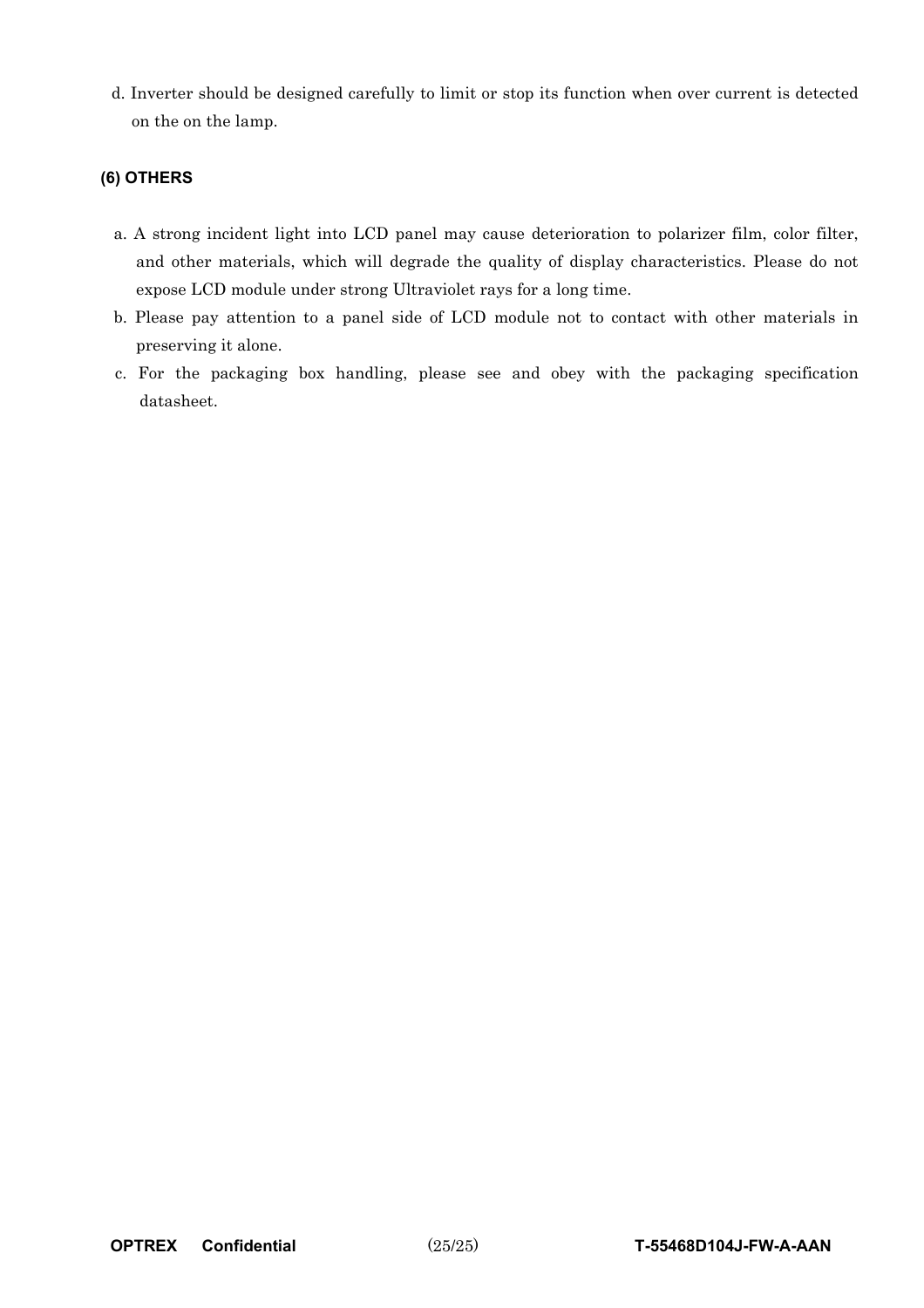d. Inverter should be designed carefully to limit or stop its function when over current is detected on the on the lamp.

### (6) OTHERS

a. A strong incident light into LCD panel may cause deterioration to polarizer film, color filter, and other materials, which will degrade the quality of display characteristics. Please do not expose LCD module under strong Ultraviolet rays for a long time.

b. Please pay attention to a panel side of LCD module not to contact with other materials in preserving it alone.

c. For the packaging box handling, please see and obey with the packaging specification datasheet.